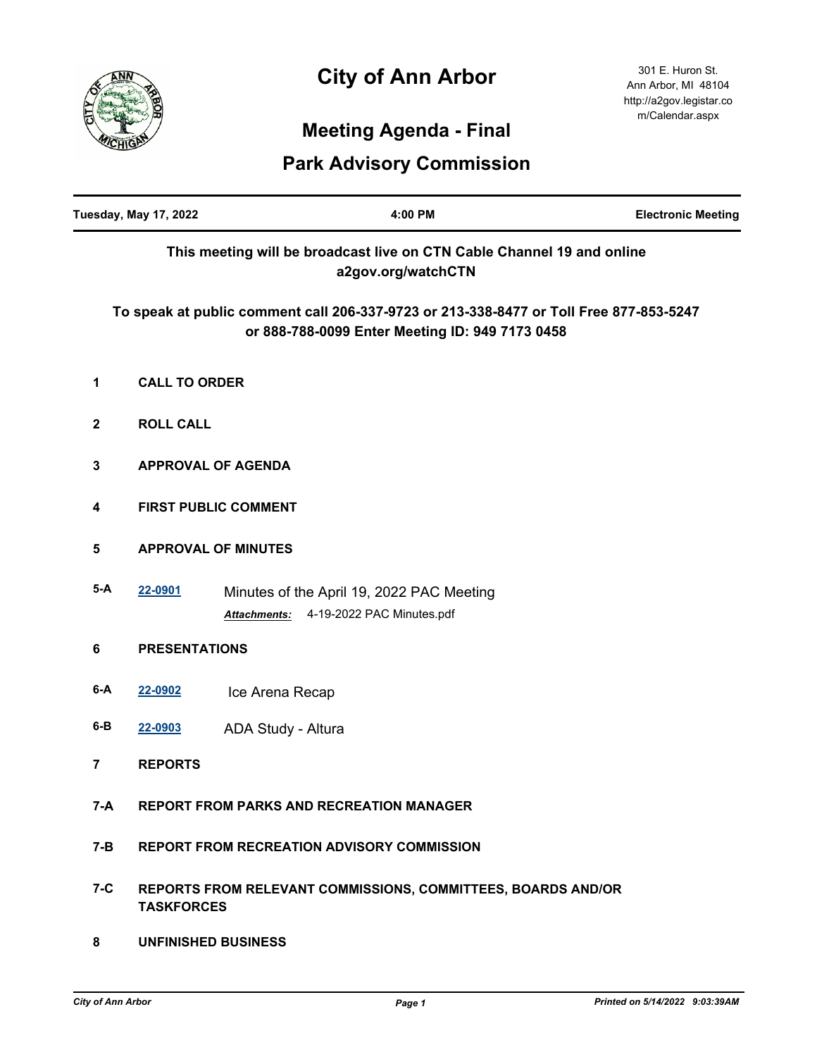# City of Ann Arbor

301 E. Huron St.
Ann Arbor, MI 48104
http://a2gov.legistar.com/Calendar.aspx

## Meeting Agenda - Final

## Park Advisory Commission

| Tuesday, May 17, 2022 | 4:00 PM | Electronic Meeting |
|---|---|---|

**This meeting will be broadcast live on CTN Cable Channel 19 and online a2gov.org/watchCTN**

**To speak at public comment call 206-337-9723 or 213-338-8477 or Toll Free 877-853-5247 or 888-788-0099 Enter Meeting ID: 949 7173 0458**

**1 CALL TO ORDER**

**2 ROLL CALL**

**3 APPROVAL OF AGENDA**

**4 FIRST PUBLIC COMMENT**

**5 APPROVAL OF MINUTES**

**5-A** 22-0901 Minutes of the April 19, 2022 PAC Meeting

***Attachments:*** 4-19-2022 PAC Minutes.pdf

**6 PRESENTATIONS**

**6-A** 22-0902 Ice Arena Recap

**6-B** 22-0903 ADA Study - Altura

**7 REPORTS**

**7-A REPORT FROM PARKS AND RECREATION MANAGER**

**7-B REPORT FROM RECREATION ADVISORY COMMISSION**

**7-C REPORTS FROM RELEVANT COMMISSIONS, COMMITTEES, BOARDS AND/OR TASKFORCES**

**8 UNFINISHED BUSINESS**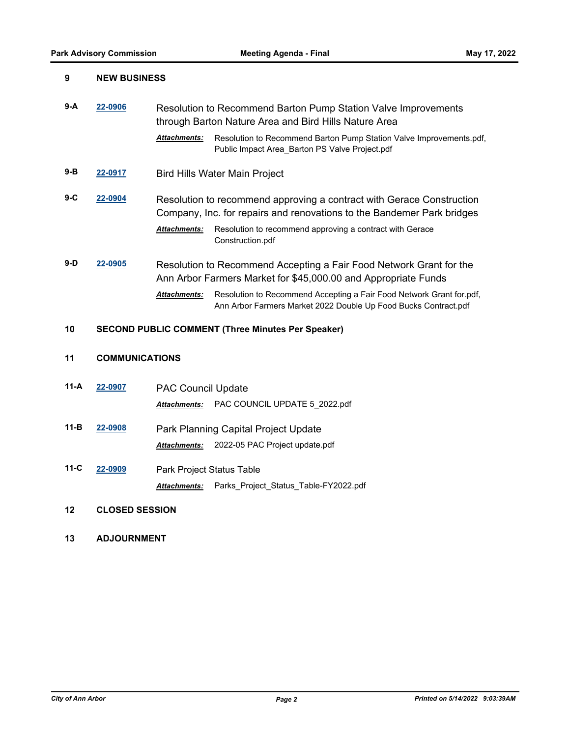## 9 NEW BUSINESS

**9-A** **22-0906** Resolution to Recommend Barton Pump Station Valve Improvements through Barton Nature Area and Bird Hills Nature Area

***Attachments:*** Resolution to Recommend Barton Pump Station Valve Improvements.pdf, Public Impact Area_Barton PS Valve Project.pdf

**9-B** **22-0917** Bird Hills Water Main Project

**9-C** **22-0904** Resolution to recommend approving a contract with Gerace Construction Company, Inc. for repairs and renovations to the Bandemer Park bridges

***Attachments:*** Resolution to recommend approving a contract with Gerace Construction.pdf

**9-D** **22-0905** Resolution to Recommend Accepting a Fair Food Network Grant for the Ann Arbor Farmers Market for $45,000.00 and Appropriate Funds

***Attachments:*** Resolution to Recommend Accepting a Fair Food Network Grant for.pdf, Ann Arbor Farmers Market 2022 Double Up Food Bucks Contract.pdf

## 10 SECOND PUBLIC COMMENT (Three Minutes Per Speaker)

## 11 COMMUNICATIONS

**11-A** **22-0907** PAC Council Update

***Attachments:*** PAC COUNCIL UPDATE 5_2022.pdf

**11-B** **22-0908** Park Planning Capital Project Update

***Attachments:*** 2022-05 PAC Project update.pdf

**11-C** **22-0909** Park Project Status Table

***Attachments:*** Parks_Project_Status_Table-FY2022.pdf

## 12 CLOSED SESSION

## 13 ADJOURNMENT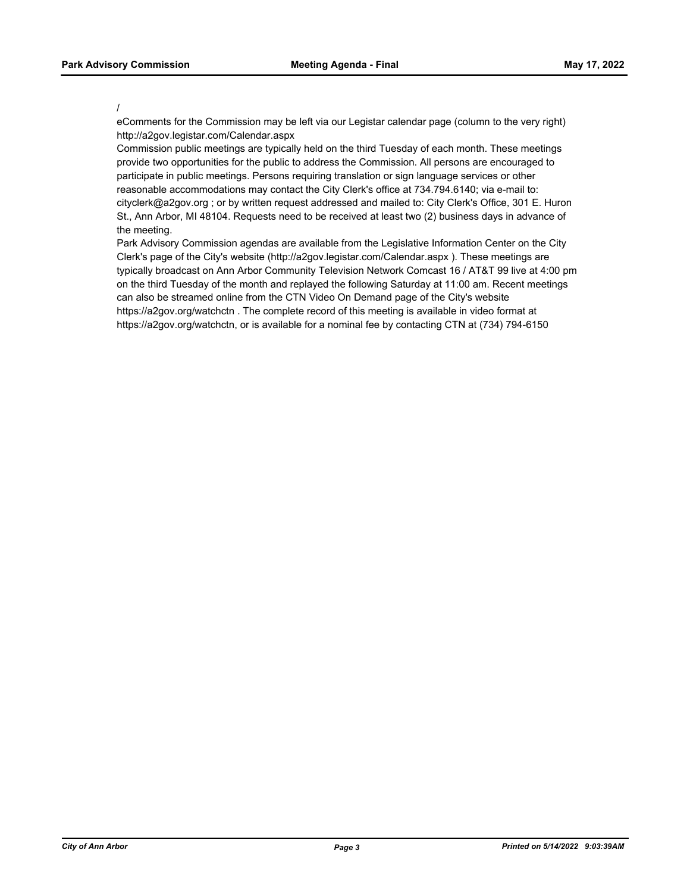/

eComments for the Commission may be left via our Legistar calendar page (column to the very right) http://a2gov.legistar.com/Calendar.aspx

Commission public meetings are typically held on the third Tuesday of each month. These meetings provide two opportunities for the public to address the Commission. All persons are encouraged to participate in public meetings. Persons requiring translation or sign language services or other reasonable accommodations may contact the City Clerk's office at 734.794.6140; via e-mail to: cityclerk@a2gov.org ; or by written request addressed and mailed to: City Clerk's Office, 301 E. Huron St., Ann Arbor, MI 48104. Requests need to be received at least two (2) business days in advance of the meeting.

Park Advisory Commission agendas are available from the Legislative Information Center on the City Clerk's page of the City's website (http://a2gov.legistar.com/Calendar.aspx ). These meetings are typically broadcast on Ann Arbor Community Television Network Comcast 16 / AT&T 99 live at 4:00 pm on the third Tuesday of the month and replayed the following Saturday at 11:00 am. Recent meetings can also be streamed online from the CTN Video On Demand page of the City's website https://a2gov.org/watchctn . The complete record of this meeting is available in video format at https://a2gov.org/watchctn, or is available for a nominal fee by contacting CTN at (734) 794-6150